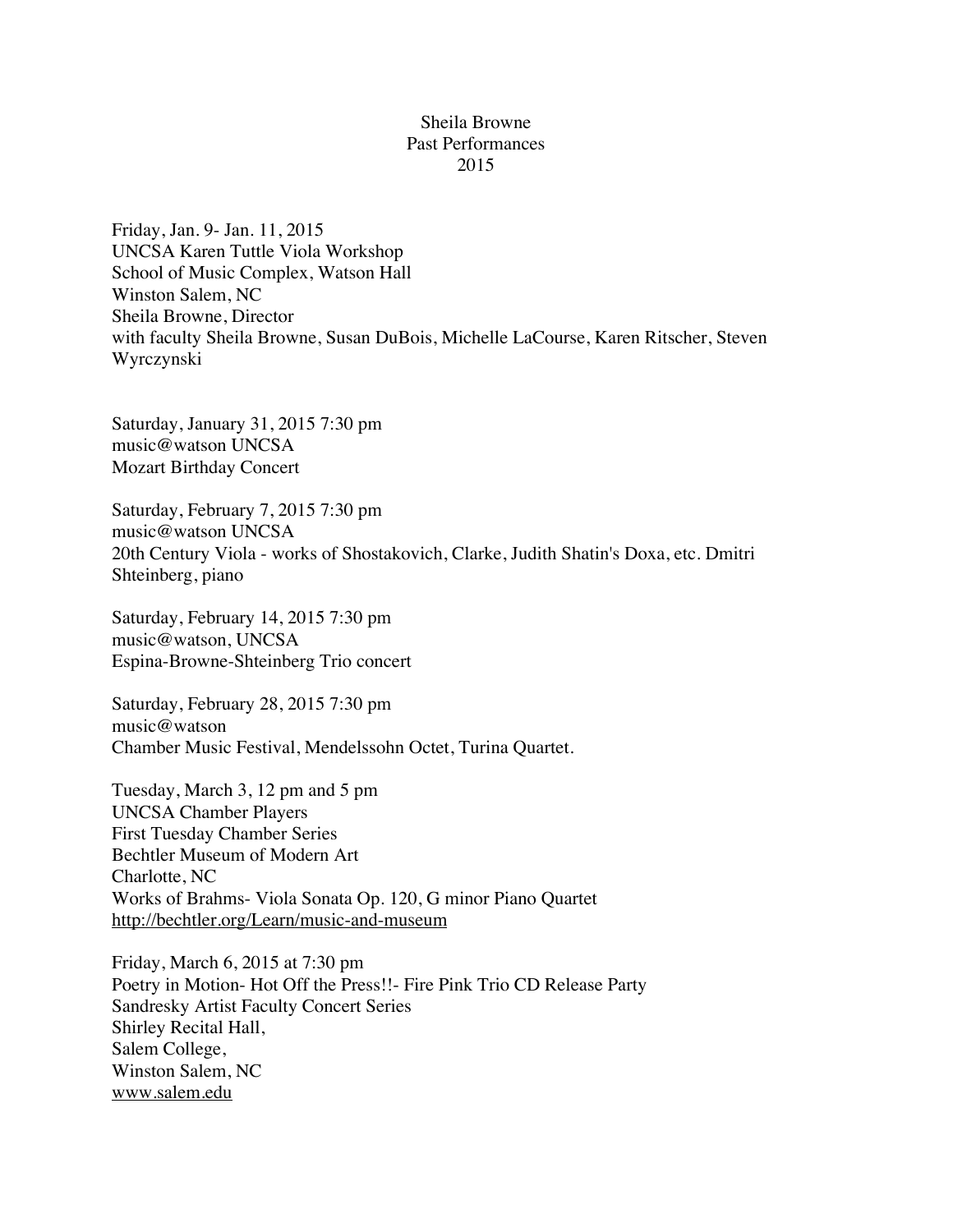# Sheila Browne
## Past Performances
## 2015

Friday, Jan. 9- Jan. 11, 2015
UNCSA Karen Tuttle Viola Workshop
School of Music Complex, Watson Hall
Winston Salem, NC
Sheila Browne, Director
with faculty Sheila Browne, Susan DuBois, Michelle LaCourse, Karen Ritscher, Steven Wyrczynski

Saturday, January 31, 2015 7:30 pm
music@watson UNCSA
Mozart Birthday Concert

Saturday, February 7, 2015 7:30 pm
music@watson UNCSA
20th Century Viola - works of Shostakovich, Clarke, Judith Shatin's Doxa, etc. Dmitri Shteinberg, piano

Saturday, February 14, 2015 7:30 pm
music@watson, UNCSA
Espina-Browne-Shteinberg Trio concert

Saturday, February 28, 2015 7:30 pm
music@watson
Chamber Music Festival, Mendelssohn Octet, Turina Quartet.

Tuesday, March 3, 12 pm and 5 pm
UNCSA Chamber Players
First Tuesday Chamber Series
Bechtler Museum of Modern Art
Charlotte, NC
Works of Brahms- Viola Sonata Op. 120, G minor Piano Quartet
http://bechtler.org/Learn/music-and-museum

Friday, March 6, 2015 at 7:30 pm
Poetry in Motion- Hot Off the Press!!- Fire Pink Trio CD Release Party
Sandresky Artist Faculty Concert Series
Shirley Recital Hall,
Salem College,
Winston Salem, NC
www.salem.edu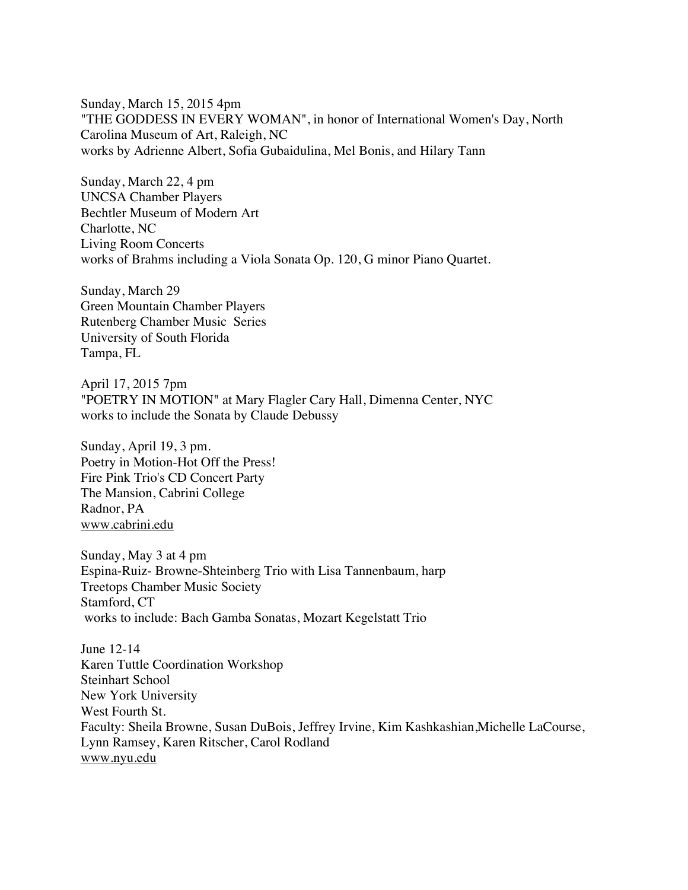Sunday, March 15, 2015 4pm
"THE GODDESS IN EVERY WOMAN", in honor of International Women's Day, North Carolina Museum of Art, Raleigh, NC
works by Adrienne Albert, Sofia Gubaidulina, Mel Bonis, and Hilary Tann

Sunday, March 22, 4 pm
UNCSA Chamber Players
Bechtler Museum of Modern Art
Charlotte, NC
Living Room Concerts
works of Brahms including a Viola Sonata Op. 120, G minor Piano Quartet.

Sunday, March 29
Green Mountain Chamber Players
Rutenberg Chamber Music Series
University of South Florida
Tampa, FL

April 17, 2015 7pm
"POETRY IN MOTION" at Mary Flagler Cary Hall, Dimenna Center, NYC
works to include the Sonata by Claude Debussy

Sunday, April 19, 3 pm.
Poetry in Motion-Hot Off the Press!
Fire Pink Trio's CD Concert Party
The Mansion, Cabrini College
Radnor, PA
www.cabrini.edu

Sunday, May 3 at 4 pm
Espina-Ruiz- Browne-Shteinberg Trio with Lisa Tannenbaum, harp
Treetops Chamber Music Society
Stamford, CT
works to include: Bach Gamba Sonatas, Mozart Kegelstatt Trio

June 12-14
Karen Tuttle Coordination Workshop
Steinhart School
New York University
West Fourth St.
Faculty: Sheila Browne, Susan DuBois, Jeffrey Irvine, Kim Kashkashian,Michelle LaCourse, Lynn Ramsey, Karen Ritscher, Carol Rodland
www.nyu.edu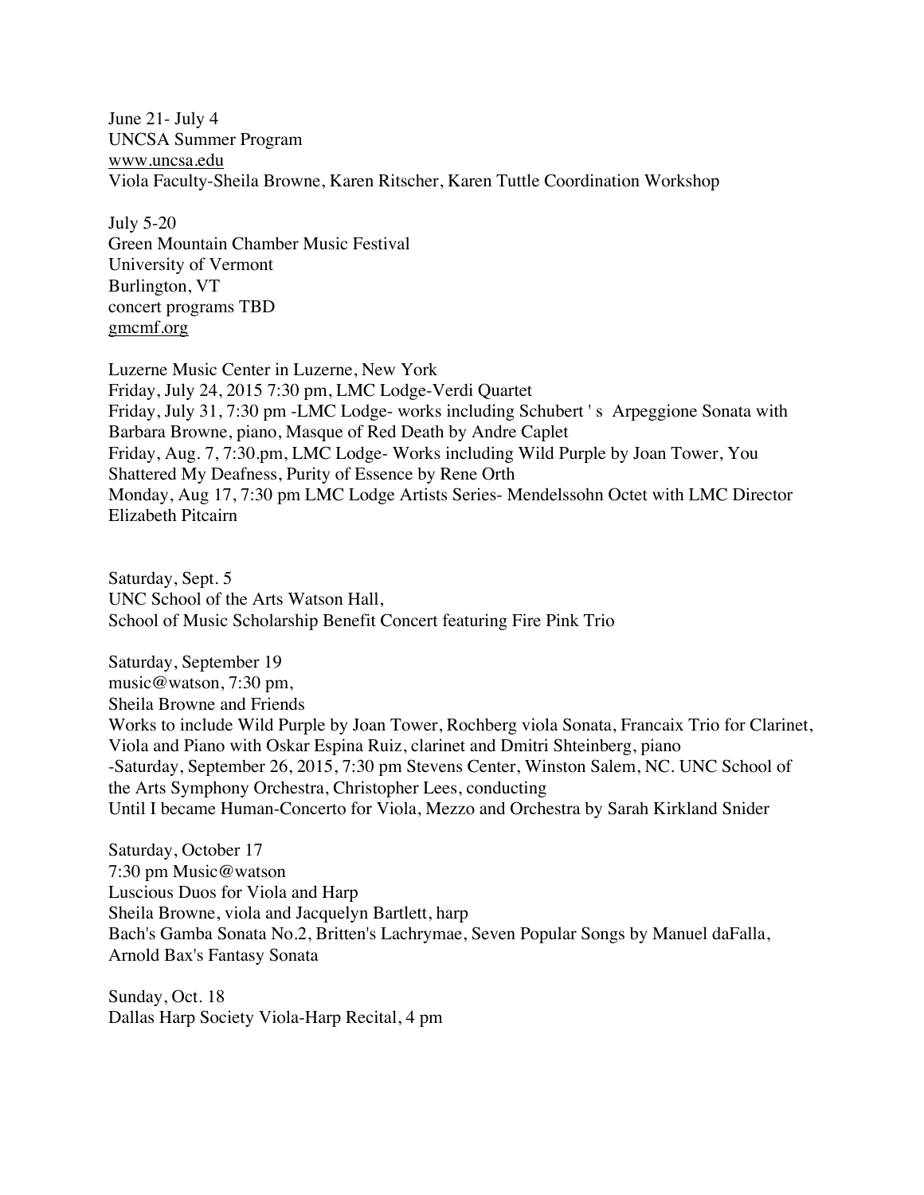June 21- July 4
UNCSA Summer Program
www.uncsa.edu
Viola Faculty-Sheila Browne, Karen Ritscher, Karen Tuttle Coordination Workshop

July 5-20
Green Mountain Chamber Music Festival
University of Vermont
Burlington, VT
concert programs TBD
gmcmf.org

Luzerne Music Center in Luzerne, New York
Friday, July 24, 2015 7:30 pm, LMC Lodge-Verdi Quartet
Friday, July 31, 7:30 pm -LMC Lodge- works including Schubert ' s Arpeggione Sonata with Barbara Browne, piano, Masque of Red Death by Andre Caplet
Friday, Aug. 7, 7:30.pm, LMC Lodge- Works including Wild Purple by Joan Tower, You Shattered My Deafness, Purity of Essence by Rene Orth
Monday, Aug 17, 7:30 pm LMC Lodge Artists Series- Mendelssohn Octet with LMC Director Elizabeth Pitcairn

Saturday, Sept. 5
UNC School of the Arts Watson Hall,
School of Music Scholarship Benefit Concert featuring Fire Pink Trio

Saturday, September 19
music@watson, 7:30 pm,
Sheila Browne and Friends
Works to include Wild Purple by Joan Tower, Rochberg viola Sonata, Francaix Trio for Clarinet, Viola and Piano with Oskar Espina Ruiz, clarinet and Dmitri Shteinberg, piano
-Saturday, September 26, 2015, 7:30 pm Stevens Center, Winston Salem, NC. UNC School of the Arts Symphony Orchestra, Christopher Lees, conducting
Until I became Human-Concerto for Viola, Mezzo and Orchestra by Sarah Kirkland Snider

Saturday, October 17
7:30 pm Music@watson
Luscious Duos for Viola and Harp
Sheila Browne, viola and Jacquelyn Bartlett, harp
Bach's Gamba Sonata No.2, Britten's Lachrymae, Seven Popular Songs by Manuel daFalla, Arnold Bax's Fantasy Sonata

Sunday, Oct. 18
Dallas Harp Society Viola-Harp Recital, 4 pm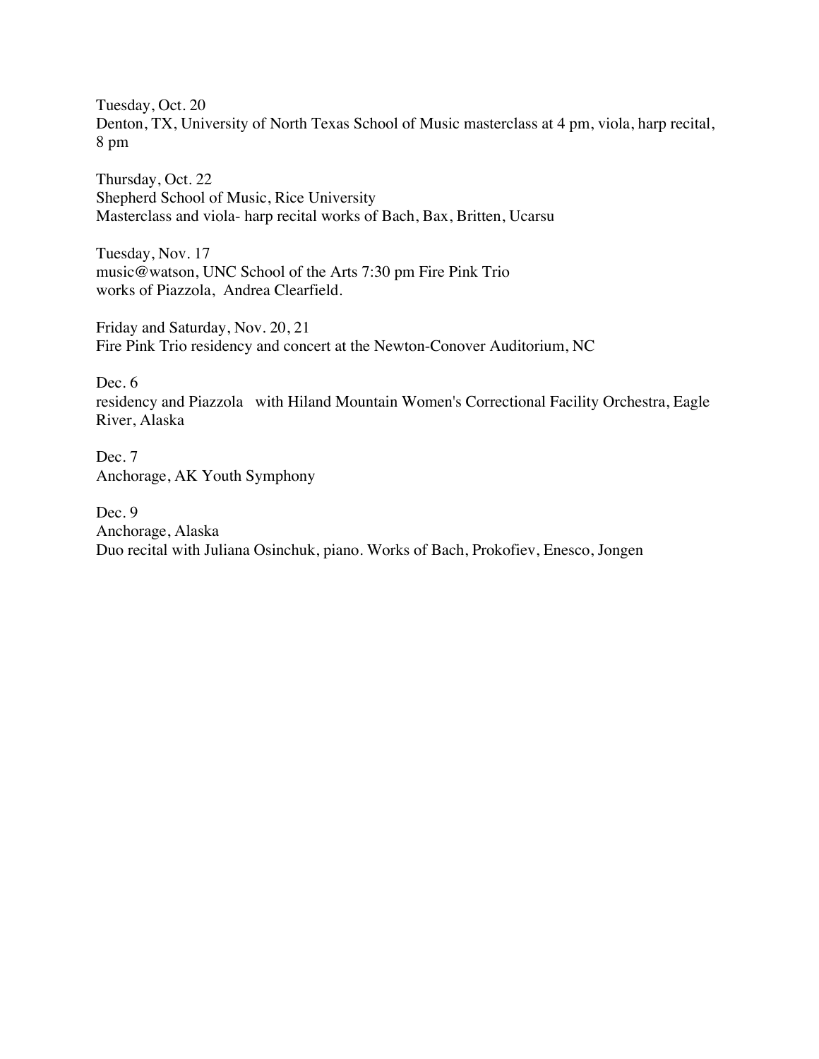Tuesday, Oct. 20
Denton, TX, University of North Texas School of Music masterclass at 4 pm, viola, harp recital, 8 pm

Thursday, Oct. 22
Shepherd School of Music, Rice University
Masterclass and viola- harp recital works of Bach, Bax, Britten, Ucarsu

Tuesday, Nov. 17
music@watson, UNC School of the Arts 7:30 pm Fire Pink Trio
works of Piazzola, Andrea Clearfield.

Friday and Saturday, Nov. 20, 21
Fire Pink Trio residency and concert at the Newton-Conover Auditorium, NC

Dec. 6
residency and Piazzola with Hiland Mountain Women's Correctional Facility Orchestra, Eagle River, Alaska

Dec. 7
Anchorage, AK Youth Symphony

Dec. 9
Anchorage, Alaska
Duo recital with Juliana Osinchuk, piano. Works of Bach, Prokofiev, Enesco, Jongen